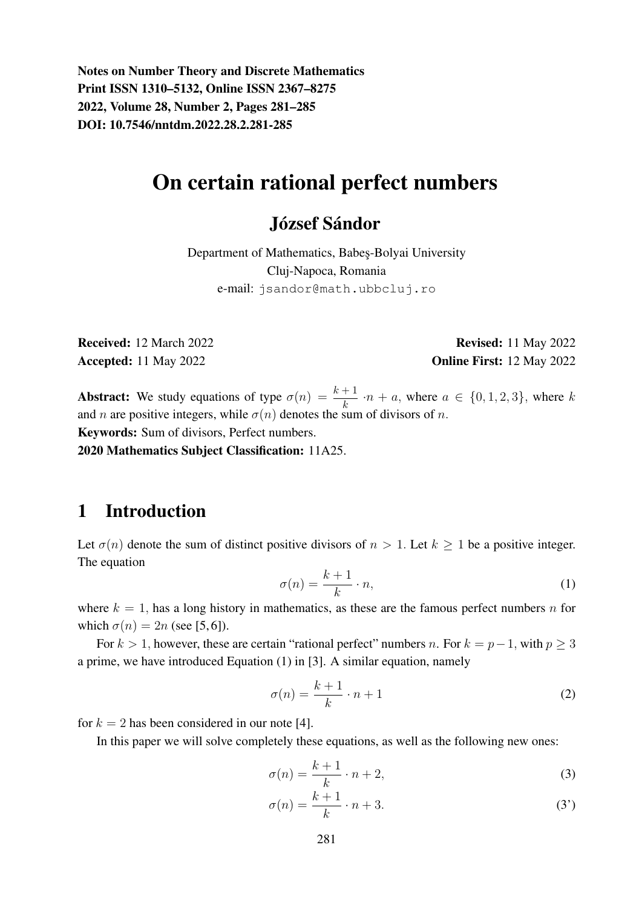Notes on Number Theory and Discrete Mathematics
Print ISSN 1310–5132, Online ISSN 2367–8275
2022, Volume 28, Number 2, Pages 281–285
DOI: 10.7546/nntdm.2022.28.2.281-285

# On certain rational perfect numbers

## József Sándor

Department of Mathematics, Babeş-Bolyai University
Cluj-Napoca, Romania
e-mail: jsandor@math.ubbcluj.ro

**Received:** 12 March 2022 **Revised:** 11 May 2022
**Accepted:** 11 May 2022 **Online First:** 12 May 2022

**Abstract:** We study equations of type $\sigma(n) = \frac{k+1}{k} \cdot n + a$, where $a \in \{0, 1, 2, 3\}$, where $k$ and $n$ are positive integers, while $\sigma(n)$ denotes the sum of divisors of $n$.

**Keywords:** Sum of divisors, Perfect numbers.

**2020 Mathematics Subject Classification:** 11A25.

## 1 Introduction

Let $\sigma(n)$ denote the sum of distinct positive divisors of $n > 1$. Let $k \geq 1$ be a positive integer. The equation

$$\sigma(n) = \frac{k+1}{k} \cdot n, \tag{1}$$

where $k = 1$, has a long history in mathematics, as these are the famous perfect numbers $n$ for which $\sigma(n) = 2n$ (see [5, 6]).

For $k > 1$, however, these are certain "rational perfect" numbers $n$. For $k = p - 1$, with $p \geq 3$ a prime, we have introduced Equation (1) in [3]. A similar equation, namely

$$\sigma(n) = \frac{k+1}{k} \cdot n + 1 \tag{2}$$

for $k = 2$ has been considered in our note [4].

In this paper we will solve completely these equations, as well as the following new ones:

$$\sigma(n) = \frac{k+1}{k} \cdot n + 2, \tag{3}$$

$$\sigma(n) = \frac{k+1}{k} \cdot n + 3. \tag{3'}$$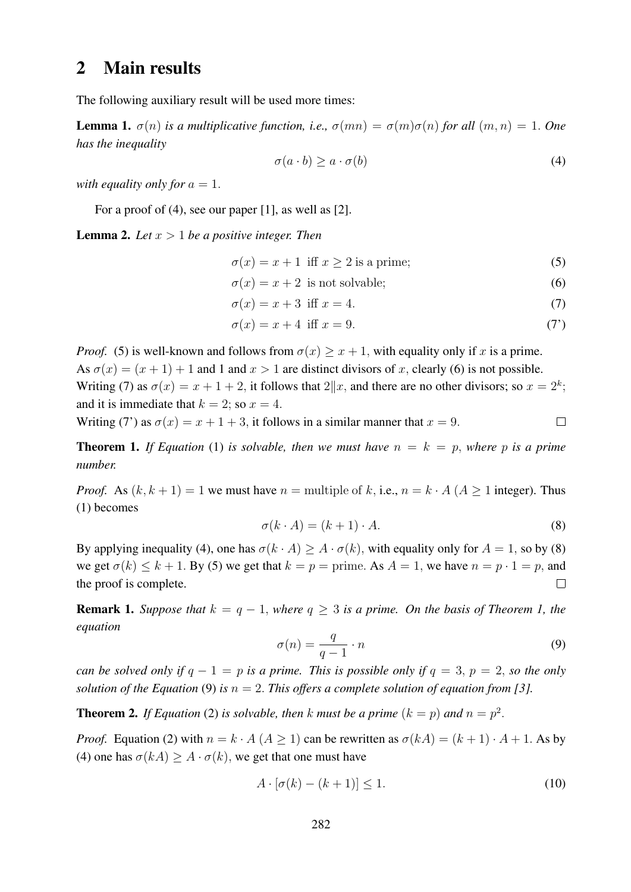## 2 Main results

The following auxiliary result will be used more times:

**Lemma 1.** *$\sigma(n)$ is a multiplicative function, i.e., $\sigma(mn) = \sigma(m)\sigma(n)$ for all $(m, n) = 1$. One has the inequality*

$$\sigma(a \cdot b) \geq a \cdot \sigma(b) \tag{4}$$

*with equality only for $a = 1$.*

For a proof of (4), see our paper [1], as well as [2].

**Lemma 2.** *Let $x > 1$ be a positive integer. Then*

$$\sigma(x) = x + 1 \text{ iff } x \geq 2 \text{ is a prime;} \tag{5}$$

$$\sigma(x) = x + 2 \text{ is not solvable;} \tag{6}$$

$$\sigma(x) = x + 3 \text{ iff } x = 4. \tag{7}$$

$$\sigma(x) = x + 4 \text{ iff } x = 9. \tag{7'}$$

*Proof.* (5) is well-known and follows from $\sigma(x) \geq x + 1$, with equality only if $x$ is a prime. As $\sigma(x) = (x + 1) + 1$ and 1 and $x > 1$ are distinct divisors of $x$, clearly (6) is not possible. Writing (7) as $\sigma(x) = x + 1 + 2$, it follows that $2 \| x$, and there are no other divisors; so $x = 2^k$; and it is immediate that $k = 2$; so $x = 4$.
Writing (7') as $\sigma(x) = x + 1 + 3$, it follows in a similar manner that $x = 9$. □

**Theorem 1.** *If Equation (1) is solvable, then we must have $n = k = p$, where $p$ is a prime number.*

*Proof.* As $(k, k + 1) = 1$ we must have $n = \text{multiple of } k$, i.e., $n = k \cdot A$ ($A \geq 1$ integer). Thus (1) becomes

$$\sigma(k \cdot A) = (k + 1) \cdot A. \tag{8}$$

By applying inequality (4), one has $\sigma(k \cdot A) \geq A \cdot \sigma(k)$, with equality only for $A = 1$, so by (8) we get $\sigma(k) \leq k + 1$. By (5) we get that $k = p = \text{prime}$. As $A = 1$, we have $n = p \cdot 1 = p$, and the proof is complete. □

**Remark 1.** *Suppose that $k = q - 1$, where $q \geq 3$ is a prime. On the basis of Theorem 1, the equation*

$$\sigma(n) = \frac{q}{q - 1} \cdot n \tag{9}$$

*can be solved only if $q - 1 = p$ is a prime. This is possible only if $q = 3$, $p = 2$, so the only solution of the Equation (9) is $n = 2$. This offers a complete solution of equation from [3].*

**Theorem 2.** *If Equation (2) is solvable, then $k$ must be a prime ($k = p$) and $n = p^2$.*

*Proof.* Equation (2) with $n = k \cdot A$ ($A \geq 1$) can be rewritten as $\sigma(kA) = (k + 1) \cdot A + 1$. As by (4) one has $\sigma(kA) \geq A \cdot \sigma(k)$, we get that one must have

$$A \cdot [\sigma(k) - (k + 1)] \leq 1. \tag{10}$$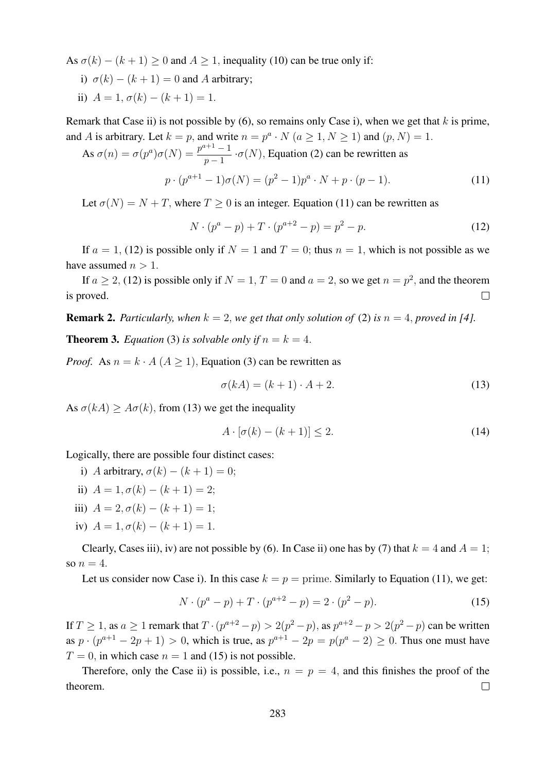As $\sigma(k) - (k+1) \geq 0$ and $A \geq 1$, inequality (10) can be true only if:

i) $\sigma(k) - (k+1) = 0$ and $A$ arbitrary;

ii) $A = 1$, $\sigma(k) - (k+1) = 1$.

Remark that Case ii) is not possible by (6), so remains only Case i), when we get that $k$ is prime, and $A$ is arbitrary. Let $k = p$, and write $n = p^a \cdot N$ ($a \geq 1, N \geq 1$) and $(p, N) = 1$.

As $\sigma(n) = \sigma(p^a)\sigma(N) = \dfrac{p^{a+1}-1}{p-1} \cdot \sigma(N)$, Equation (2) can be rewritten as

$$p \cdot (p^{a+1} - 1)\sigma(N) = (p^2 - 1)p^a \cdot N + p \cdot (p-1). \tag{11}$$

Let $\sigma(N) = N + T$, where $T \geq 0$ is an integer. Equation (11) can be rewritten as

$$N \cdot (p^a - p) + T \cdot (p^{a+2} - p) = p^2 - p. \tag{12}$$

If $a = 1$, (12) is possible only if $N = 1$ and $T = 0$; thus $n = 1$, which is not possible as we have assumed $n > 1$.

If $a \geq 2$, (12) is possible only if $N = 1$, $T = 0$ and $a = 2$, so we get $n = p^2$, and the theorem is proved. □

**Remark 2.** *Particularly, when $k = 2$, we get that only solution of (2) is $n = 4$, proved in [4].*

**Theorem 3.** *Equation (3) is solvable only if $n = k = 4$.*

*Proof.* As $n = k \cdot A$ ($A \geq 1$), Equation (3) can be rewritten as

$$\sigma(kA) = (k+1) \cdot A + 2. \tag{13}$$

As $\sigma(kA) \geq A\sigma(k)$, from (13) we get the inequality

$$A \cdot [\sigma(k) - (k+1)] \leq 2. \tag{14}$$

Logically, there are possible four distinct cases:

i) $A$ arbitrary, $\sigma(k) - (k+1) = 0$;

ii) $A = 1, \sigma(k) - (k+1) = 2$;

iii) $A = 2, \sigma(k) - (k+1) = 1$;

iv) $A = 1, \sigma(k) - (k+1) = 1$.

Clearly, Cases iii), iv) are not possible by (6). In Case ii) one has by (7) that $k = 4$ and $A = 1$; so $n = 4$.

Let us consider now Case i). In this case $k = p = \text{prime}$. Similarly to Equation (11), we get:

$$N \cdot (p^a - p) + T \cdot (p^{a+2} - p) = 2 \cdot (p^2 - p). \tag{15}$$

If $T \geq 1$, as $a \geq 1$ remark that $T \cdot (p^{a+2} - p) > 2(p^2 - p)$, as $p^{a+2} - p > 2(p^2 - p)$ can be written as $p \cdot (p^{a+1} - 2p + 1) > 0$, which is true, as $p^{a+1} - 2p = p(p^a - 2) \geq 0$. Thus one must have $T = 0$, in which case $n = 1$ and (15) is not possible.

Therefore, only the Case ii) is possible, i.e., $n = p = 4$, and this finishes the proof of the theorem. □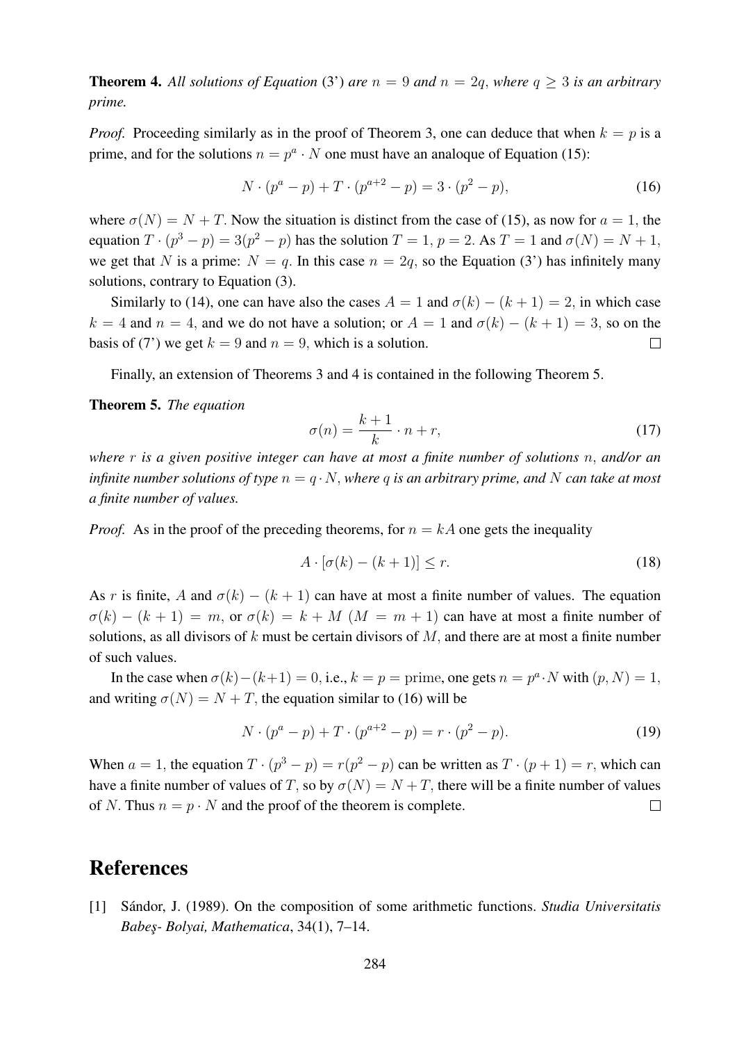**Theorem 4.** *All solutions of Equation* (3') *are* $n = 9$ *and* $n = 2q$*, where* $q \geq 3$ *is an arbitrary prime.*

*Proof.* Proceeding similarly as in the proof of Theorem 3, one can deduce that when $k = p$ is a prime, and for the solutions $n = p^a \cdot N$ one must have an analoque of Equation (15):

$$N \cdot (p^a - p) + T \cdot (p^{a+2} - p) = 3 \cdot (p^2 - p), \tag{16}$$

where $\sigma(N) = N + T$. Now the situation is distinct from the case of (15), as now for $a = 1$, the equation $T \cdot (p^3 - p) = 3(p^2 - p)$ has the solution $T = 1$, $p = 2$. As $T = 1$ and $\sigma(N) = N + 1$, we get that $N$ is a prime: $N = q$. In this case $n = 2q$, so the Equation (3') has infinitely many solutions, contrary to Equation (3).

Similarly to (14), one can have also the cases $A = 1$ and $\sigma(k) - (k + 1) = 2$, in which case $k = 4$ and $n = 4$, and we do not have a solution; or $A = 1$ and $\sigma(k) - (k + 1) = 3$, so on the basis of (7') we get $k = 9$ and $n = 9$, which is a solution. □

Finally, an extension of Theorems 3 and 4 is contained in the following Theorem 5.

**Theorem 5.** *The equation*

$$\sigma(n) = \frac{k+1}{k} \cdot n + r, \tag{17}$$

*where* $r$ *is a given positive integer can have at most a finite number of solutions* $n$*, and/or an infinite number solutions of type* $n = q \cdot N$*, where* $q$ *is an arbitrary prime, and* $N$ *can take at most a finite number of values.*

*Proof.* As in the proof of the preceding theorems, for $n = kA$ one gets the inequality

$$A \cdot [\sigma(k) - (k + 1)] \leq r. \tag{18}$$

As $r$ is finite, $A$ and $\sigma(k) - (k + 1)$ can have at most a finite number of values. The equation $\sigma(k) - (k + 1) = m$, or $\sigma(k) = k + M$ $(M = m + 1)$ can have at most a finite number of solutions, as all divisors of $k$ must be certain divisors of $M$, and there are at most a finite number of such values.

In the case when $\sigma(k) - (k+1) = 0$, i.e., $k = p = \text{prime}$, one gets $n = p^a \cdot N$ with $(p, N) = 1$, and writing $\sigma(N) = N + T$, the equation similar to (16) will be

$$N \cdot (p^a - p) + T \cdot (p^{a+2} - p) = r \cdot (p^2 - p). \tag{19}$$

When $a = 1$, the equation $T \cdot (p^3 - p) = r(p^2 - p)$ can be written as $T \cdot (p + 1) = r$, which can have a finite number of values of $T$, so by $\sigma(N) = N + T$, there will be a finite number of values of $N$. Thus $n = p \cdot N$ and the proof of the theorem is complete. □

## References

[1] Sándor, J. (1989). On the composition of some arithmetic functions. *Studia Universitatis Babeş- Bolyai, Mathematica*, 34(1), 7–14.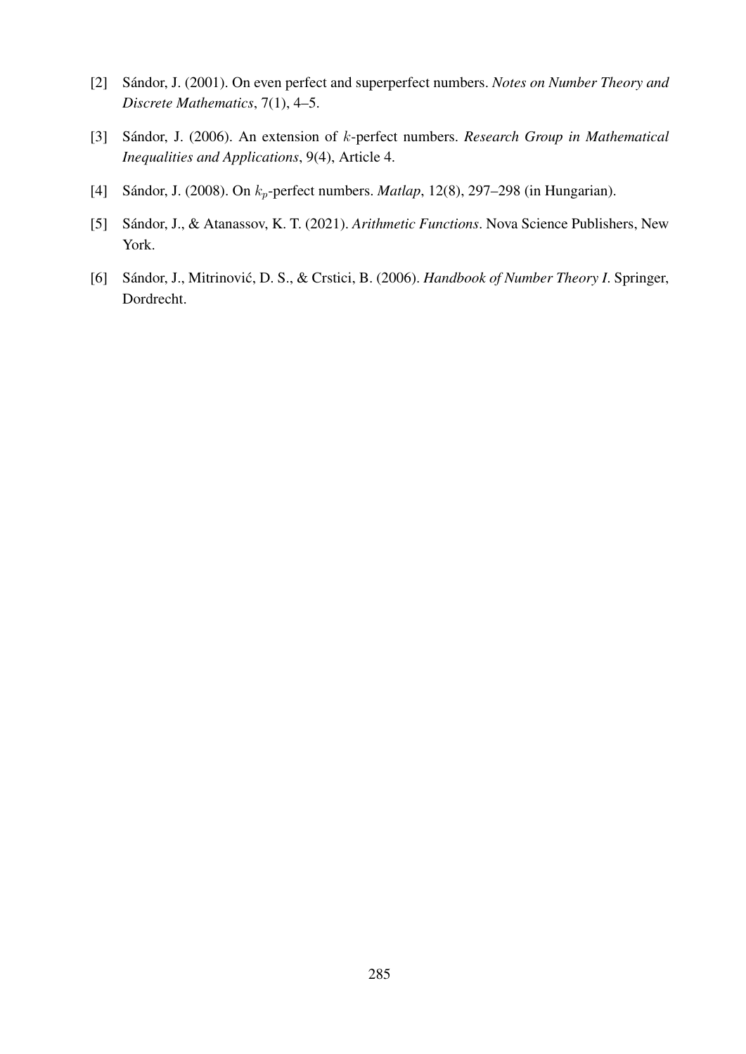[2] Sándor, J. (2001). On even perfect and superperfect numbers. *Notes on Number Theory and Discrete Mathematics*, 7(1), 4–5.

[3] Sándor, J. (2006). An extension of $k$-perfect numbers. *Research Group in Mathematical Inequalities and Applications*, 9(4), Article 4.

[4] Sándor, J. (2008). On $k_p$-perfect numbers. *Matlap*, 12(8), 297–298 (in Hungarian).

[5] Sándor, J., & Atanassov, K. T. (2021). *Arithmetic Functions*. Nova Science Publishers, New York.

[6] Sándor, J., Mitrinović, D. S., & Crstici, B. (2006). *Handbook of Number Theory I*. Springer, Dordrecht.